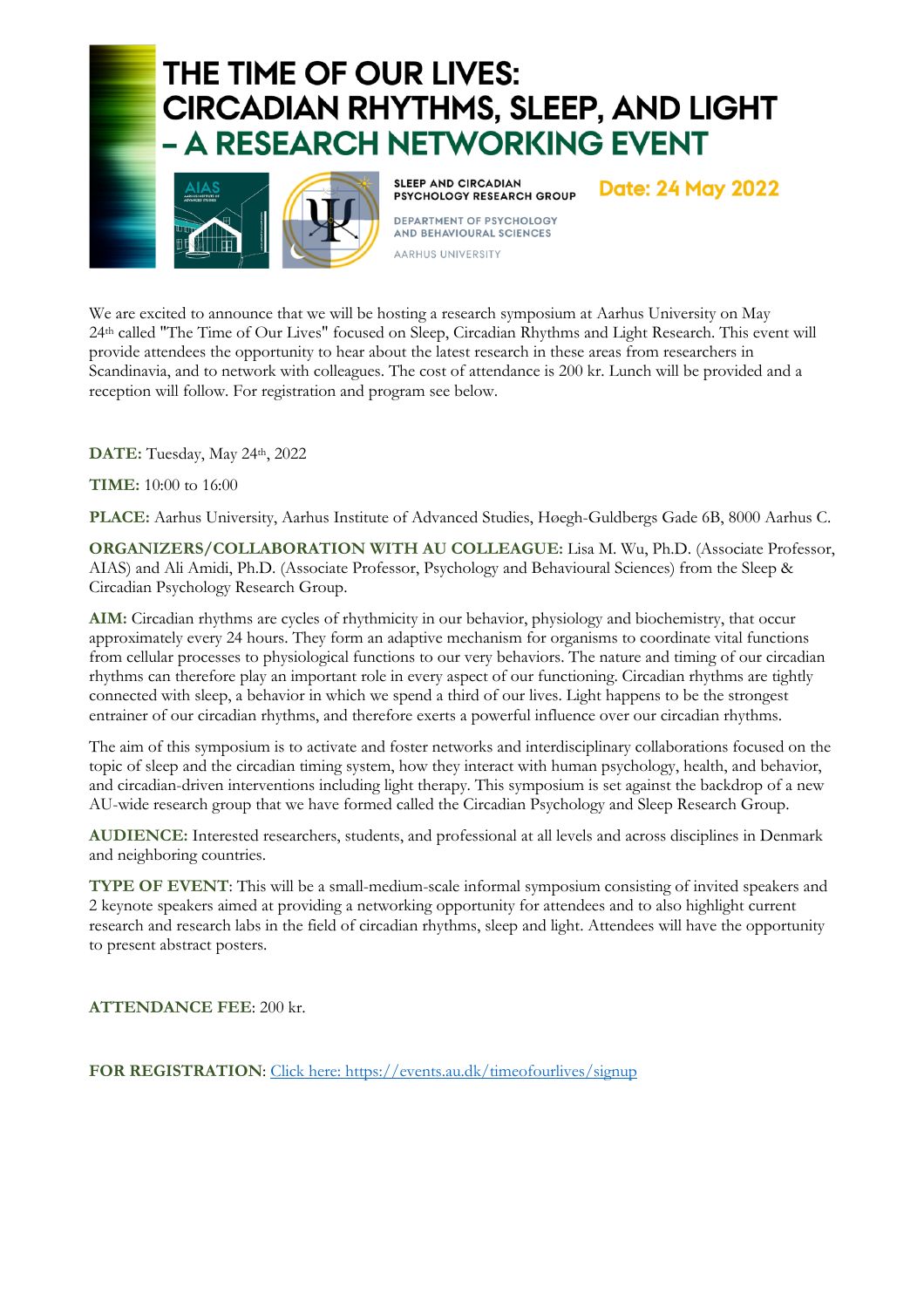# THE TIME OF OUR LIVES: CIRCADIAN RHYTHMS, SLEEP, AND LIGHT – A RESEARCH NETWORKING EVENT

SLEEP AND CIRCADIAN PSYCHOLOGY RESEARCH GROUP

DEPARTMENT OF PSYCHOLOGY AND BEHAVIOURAL SCIENCES

AARHUS UNIVERSITY

**Date: 24 May 2022**

We are excited to announce that we will be hosting a research symposium at Aarhus University on May 24th called "The Time of Our Lives" focused on Sleep, Circadian Rhythms and Light Research. This event will provide attendees the opportunity to hear about the latest research in these areas from researchers in Scandinavia, and to network with colleagues. The cost of attendance is 200 kr. Lunch will be provided and a reception will follow. For registration and program see below.

**DATE:** Tuesday, May 24th, 2022

**TIME:** 10:00 to 16:00

**PLACE:** Aarhus University, Aarhus Institute of Advanced Studies, Høegh-Guldbergs Gade 6B, 8000 Aarhus C.

**ORGANIZERS/COLLABORATION WITH AU COLLEAGUE:** Lisa M. Wu, Ph.D. (Associate Professor, AIAS) and Ali Amidi, Ph.D. (Associate Professor, Psychology and Behavioural Sciences) from the Sleep & Circadian Psychology Research Group.

**AIM:** Circadian rhythms are cycles of rhythmicity in our behavior, physiology and biochemistry, that occur approximately every 24 hours. They form an adaptive mechanism for organisms to coordinate vital functions from cellular processes to physiological functions to our very behaviors. The nature and timing of our circadian rhythms can therefore play an important role in every aspect of our functioning. Circadian rhythms are tightly connected with sleep, a behavior in which we spend a third of our lives. Light happens to be the strongest entrainer of our circadian rhythms, and therefore exerts a powerful influence over our circadian rhythms.

The aim of this symposium is to activate and foster networks and interdisciplinary collaborations focused on the topic of sleep and the circadian timing system, how they interact with human psychology, health, and behavior, and circadian-driven interventions including light therapy. This symposium is set against the backdrop of a new AU-wide research group that we have formed called the Circadian Psychology and Sleep Research Group.

**AUDIENCE:** Interested researchers, students, and professional at all levels and across disciplines in Denmark and neighboring countries.

**TYPE OF EVENT**: This will be a small-medium-scale informal symposium consisting of invited speakers and 2 keynote speakers aimed at providing a networking opportunity for attendees and to also highlight current research and research labs in the field of circadian rhythms, sleep and light. Attendees will have the opportunity to present abstract posters.

**ATTENDANCE FEE**: 200 kr.

**FOR REGISTRATION**: [Click here: https://events.au.dk/timeofourlives/signup](https://events.au.dk/timeofourlives/signup)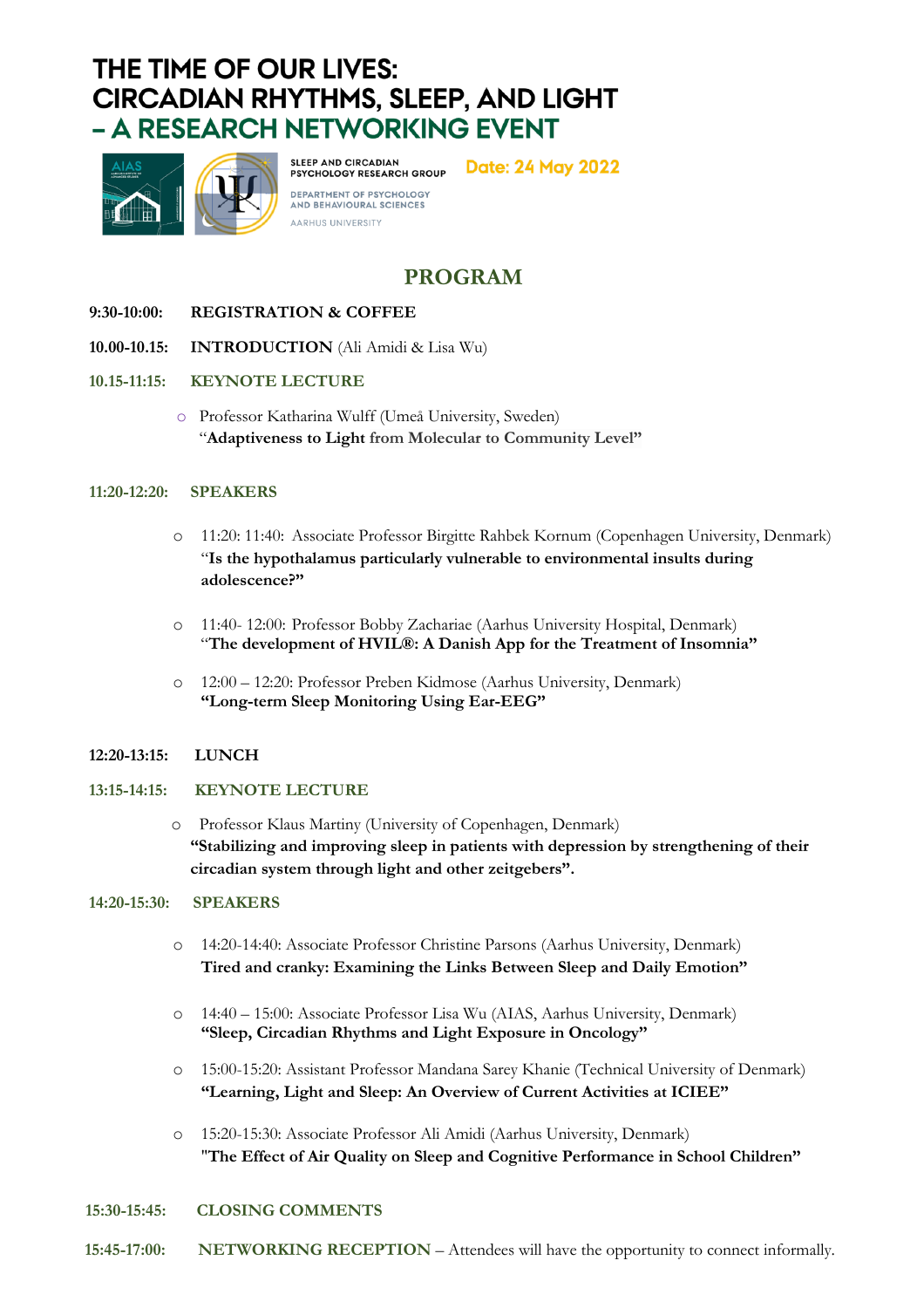# THE TIME OF OUR LIVES: CIRCADIAN RHYTHMS, SLEEP, AND LIGHT – A RESEARCH NETWORKING EVENT

SLEEP AND CIRCADIAN PSYCHOLOGY RESEARCH GROUP

DEPARTMENT OF PSYCHOLOGY AND BEHAVIOURAL SCIENCES

AARHUS UNIVERSITY

**Date: 24 May 2022**

## PROGRAM

**9:30-10:00: REGISTRATION & COFFEE**

**10.00-10.15: INTRODUCTION** (Ali Amidi & Lisa Wu)

**10.15-11:15: KEYNOTE LECTURE**

- Professor Katharina Wulff (Umeå University, Sweden)
  "**Adaptiveness to Light from Molecular to Community Level"**

**11:20-12:20: SPEAKERS**

- 11:20: 11:40: Associate Professor Birgitte Rahbek Kornum (Copenhagen University, Denmark)
  "**Is the hypothalamus particularly vulnerable to environmental insults during adolescence?"**
- 11:40- 12:00: Professor Bobby Zachariae (Aarhus University Hospital, Denmark)
  "**The development of HVIL®: A Danish App for the Treatment of Insomnia"**
- 12:00 – 12:20: Professor Preben Kidmose (Aarhus University, Denmark)
  **"Long-term Sleep Monitoring Using Ear-EEG"**

**12:20-13:15: LUNCH**

**13:15-14:15: KEYNOTE LECTURE**

- Professor Klaus Martiny (University of Copenhagen, Denmark)
  **"Stabilizing and improving sleep in patients with depression by strengthening of their circadian system through light and other zeitgebers".**

**14:20-15:30: SPEAKERS**

- 14:20-14:40: Associate Professor Christine Parsons (Aarhus University, Denmark)
  **Tired and cranky: Examining the Links Between Sleep and Daily Emotion"**
- 14:40 – 15:00: Associate Professor Lisa Wu (AIAS, Aarhus University, Denmark)
  **"Sleep, Circadian Rhythms and Light Exposure in Oncology"**
- 15:00-15:20: Assistant Professor Mandana Sarey Khanie (Technical University of Denmark)
  **"Learning, Light and Sleep: An Overview of Current Activities at ICIEE"**
- 15:20-15:30: Associate Professor Ali Amidi (Aarhus University, Denmark)
  **"The Effect of Air Quality on Sleep and Cognitive Performance in School Children"**

**15:30-15:45: CLOSING COMMENTS**

**15:45-17:00: NETWORKING RECEPTION** – Attendees will have the opportunity to connect informally.